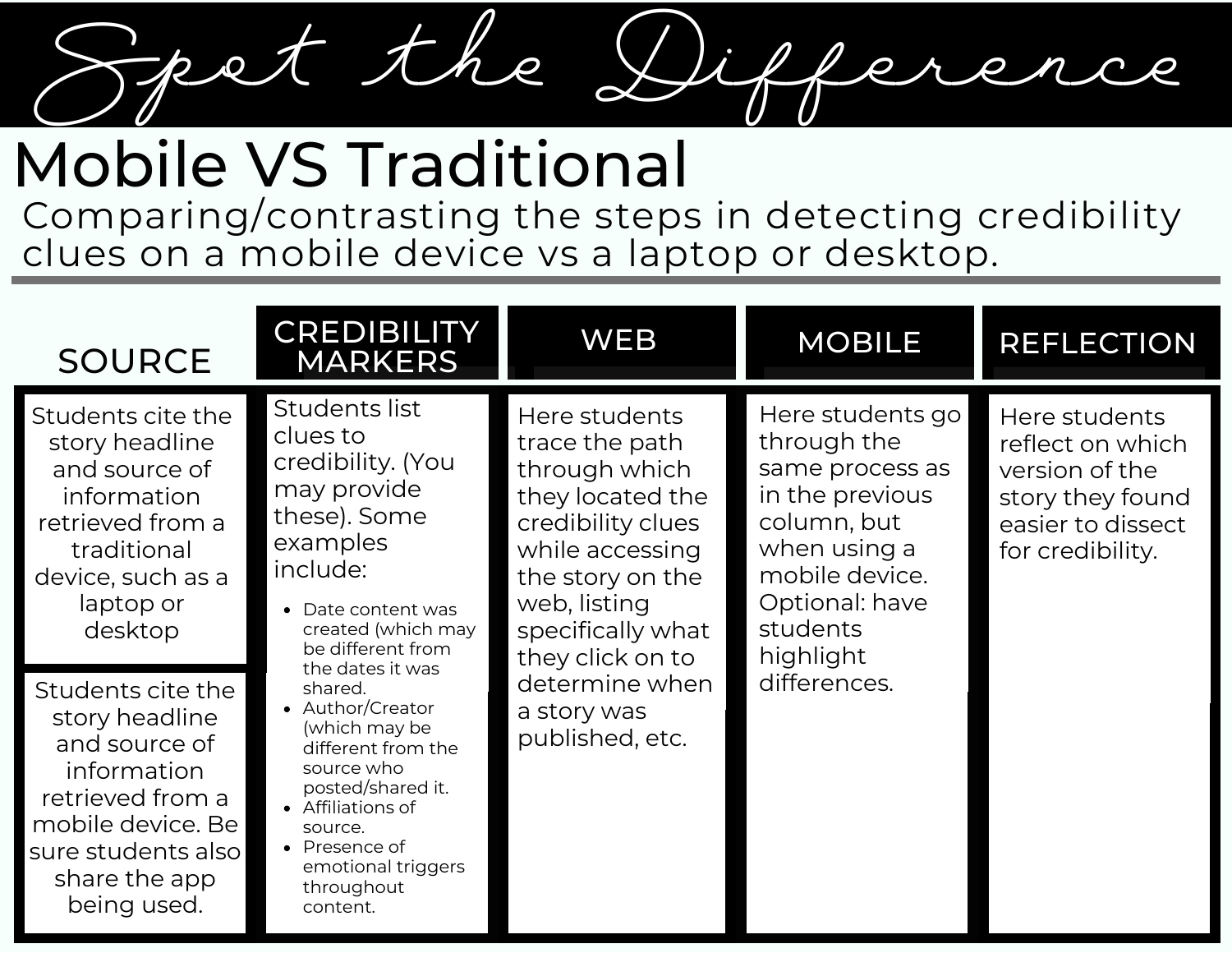# Spot the Difference

## Mobile VS Traditional

Comparing/contrasting the steps in detecting credibility clues on a mobile device vs a laptop or desktop.

| SOURCE | CREDIBILITY MARKERS | WEB | MOBILE | REFLECTION |
|---|---|---|---|---|
| Students cite the story headline and source of information retrieved from a traditional device, such as a laptop or desktop<br><br>Students cite the story headline and source of information retrieved from a mobile device. Be sure students also share the app being used. | Students list clues to credibility. (You may provide these). Some examples include:<br>• Date content was created (which may be different from the dates it was shared.<br>• Author/Creator (which may be different from the source who posted/shared it.<br>• Affiliations of source.<br>• Presence of emotional triggers throughout content. | Here students trace the path through which they located the credibility clues while accessing the story on the web, listing specifically what they click on to determine when a story was published, etc. | Here students go through the same process as in the previous column, but when using a mobile device. Optional: have students highlight differences. | Here students reflect on which version of the story they found easier to dissect for credibility. |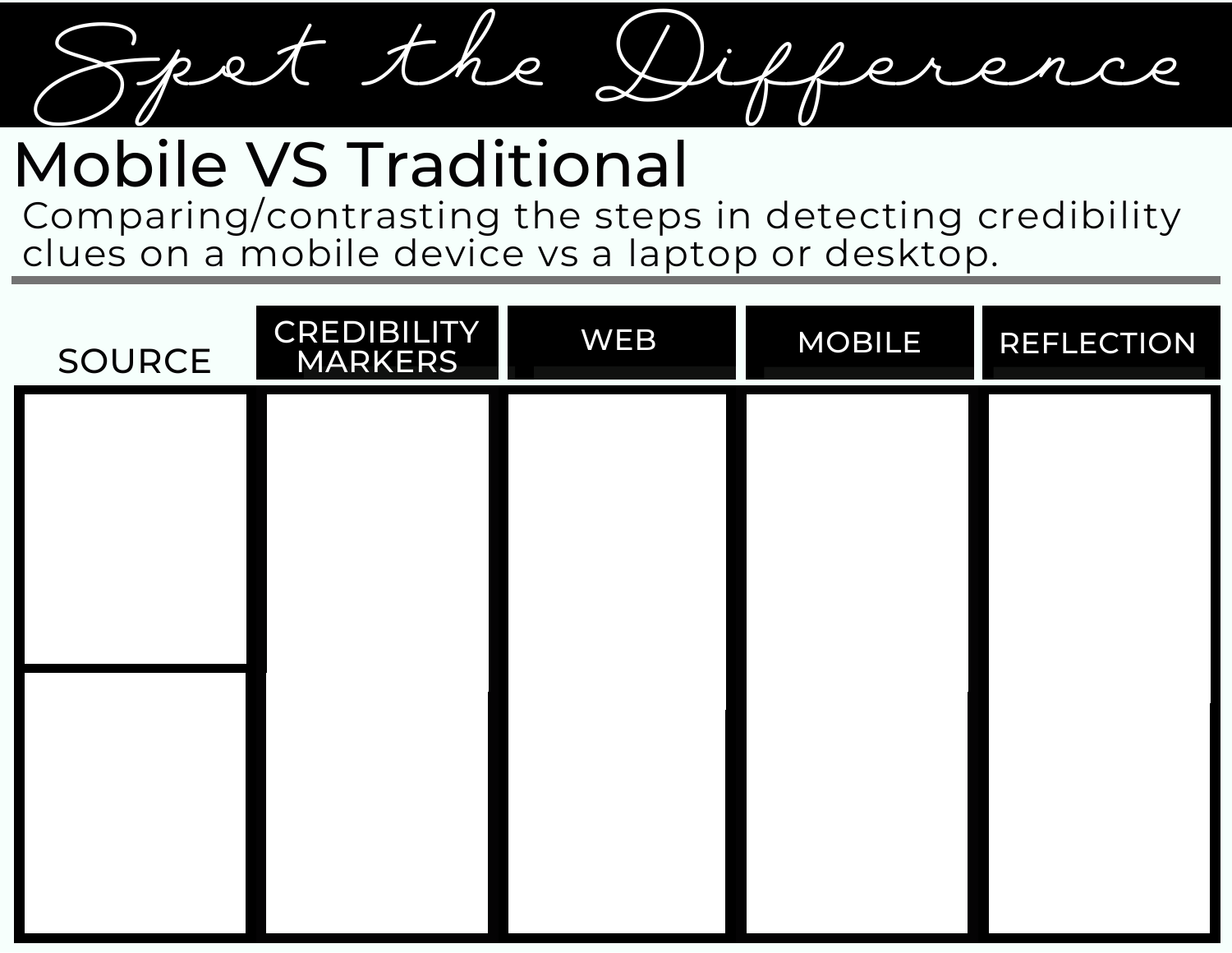# Spot the Difference

## Mobile VS Traditional

Comparing/contrasting the steps in detecting credibility clues on a mobile device vs a laptop or desktop.

| SOURCE | CREDIBILITY MARKERS | WEB | MOBILE | REFLECTION |
|---|---|---|---|---|
| | | | | |
| | | | | |